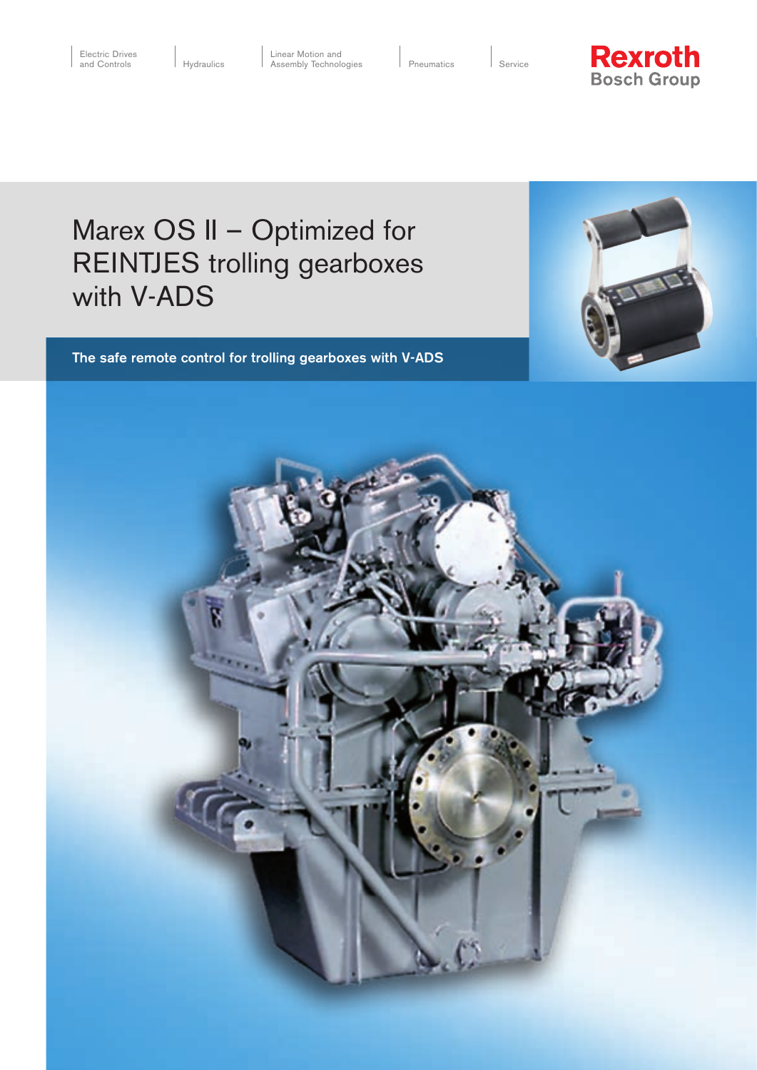Electric Drives and Controls | Hydraulics | Linear Motion and Assembly Technologies | Pneumatics | Service

Rexroth
Bosch Group

# Marex OS II – Optimized for REINTJES trolling gearboxes with V-ADS

**The safe remote control for trolling gearboxes with V-ADS**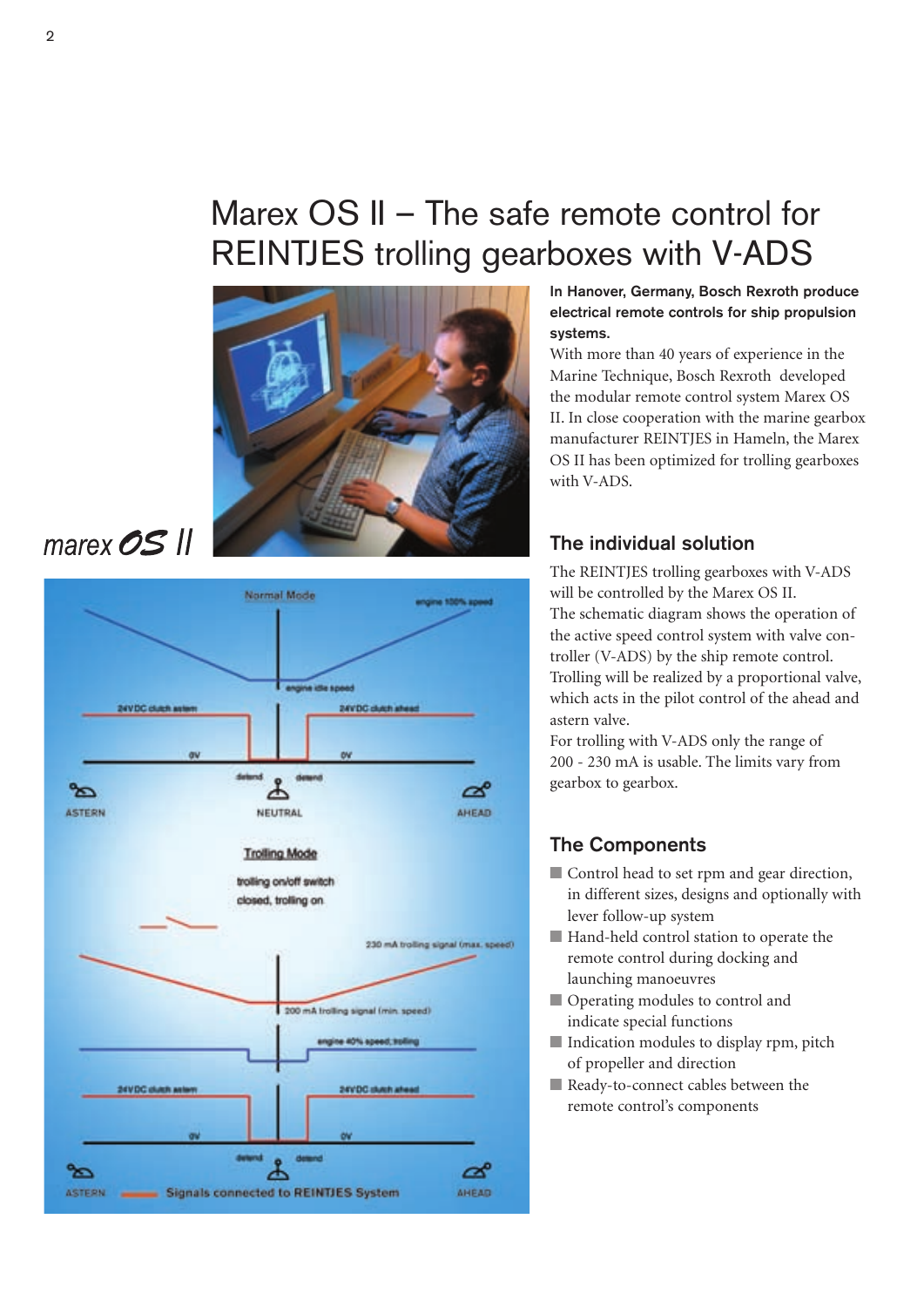# Marex OS II – The safe remote control for REINTJES trolling gearboxes with V-ADS

marex OS II

**In Hanover, Germany, Bosch Rexroth produce electrical remote controls for ship propulsion systems.**

With more than 40 years of experience in the Marine Technique, Bosch Rexroth developed the modular remote control system Marex OS II. In close cooperation with the marine gearbox manufacturer REINTJES in Hameln, the Marex OS II has been optimized for trolling gearboxes with V-ADS.

## The individual solution

The REINTJES trolling gearboxes with V-ADS will be controlled by the Marex OS II.
The schematic diagram shows the operation of the active speed control system with valve controller (V-ADS) by the ship remote control.
Trolling will be realized by a proportional valve, which acts in the pilot control of the ahead and astern valve.
For trolling with V-ADS only the range of 200 - 230 mA is usable. The limits vary from gearbox to gearbox.

## The Components

- Control head to set rpm and gear direction, in different sizes, designs and optionally with lever follow-up system
- Hand-held control station to operate the remote control during docking and launching manoeuvres
- Operating modules to control and indicate special functions
- Indication modules to display rpm, pitch of propeller and direction
- Ready-to-connect cables between the remote control's components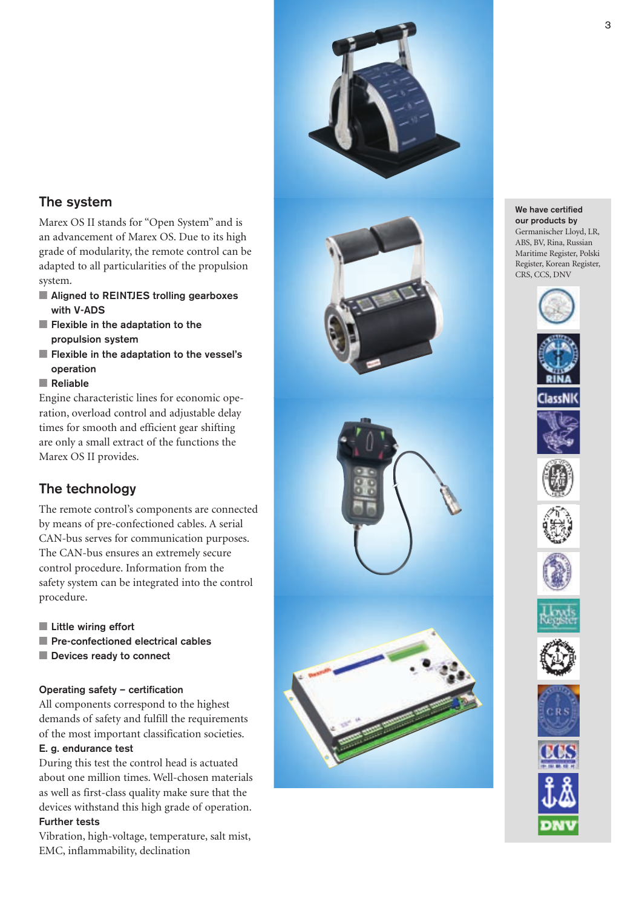## The system

Marex OS II stands for "Open System" and is an advancement of Marex OS. Due to its high grade of modularity, the remote control can be adapted to all particularities of the propulsion system.

- **Aligned to REINTJES trolling gearboxes with V-ADS**
- **Flexible in the adaptation to the propulsion system**
- **Flexible in the adaptation to the vessel's operation**
- **Reliable**

Engine characteristic lines for economic operation, overload control and adjustable delay times for smooth and efficient gear shifting are only a small extract of the functions the Marex OS II provides.

## The technology

The remote control's components are connected by means of pre-confectioned cables. A serial CAN-bus serves for communication purposes. The CAN-bus ensures an extremely secure control procedure. Information from the safety system can be integrated into the control procedure.

- **Little wiring effort**
- **Pre-confectioned electrical cables**
- **Devices ready to connect**

**Operating safety – certification**

All components correspond to the highest demands of safety and fulfill the requirements of the most important classification societies.

**E. g. endurance test**

During this test the control head is actuated about one million times. Well-chosen materials as well as first-class quality make sure that the devices withstand this high grade of operation.

**Further tests**

Vibration, high-voltage, temperature, salt mist, EMC, inflammability, declination

**We have certified our products by**
Germanischer Lloyd, LR, ABS, BV, Rina, Russian Maritime Register, Polski Register, Korean Register, CRS, CCS, DNV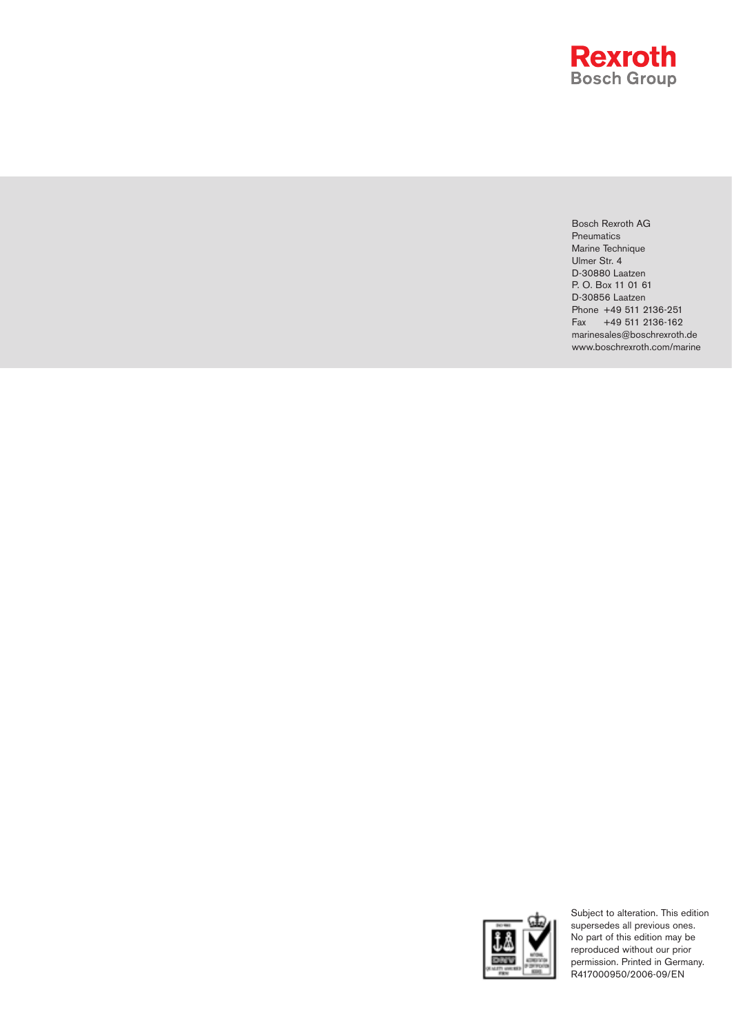**Rexroth**
**Bosch Group**

Bosch Rexroth AG
Pneumatics
Marine Technique
Ulmer Str. 4
D-30880 Laatzen
P. O. Box 11 01 61
D-30856 Laatzen
Phone +49 511 2136-251
Fax +49 511 2136-162
marinesales@boschrexroth.de
www.boschrexroth.com/marine

Subject to alteration. This edition supersedes all previous ones. No part of this edition may be reproduced without our prior permission. Printed in Germany.
R417000950/2006-09/EN